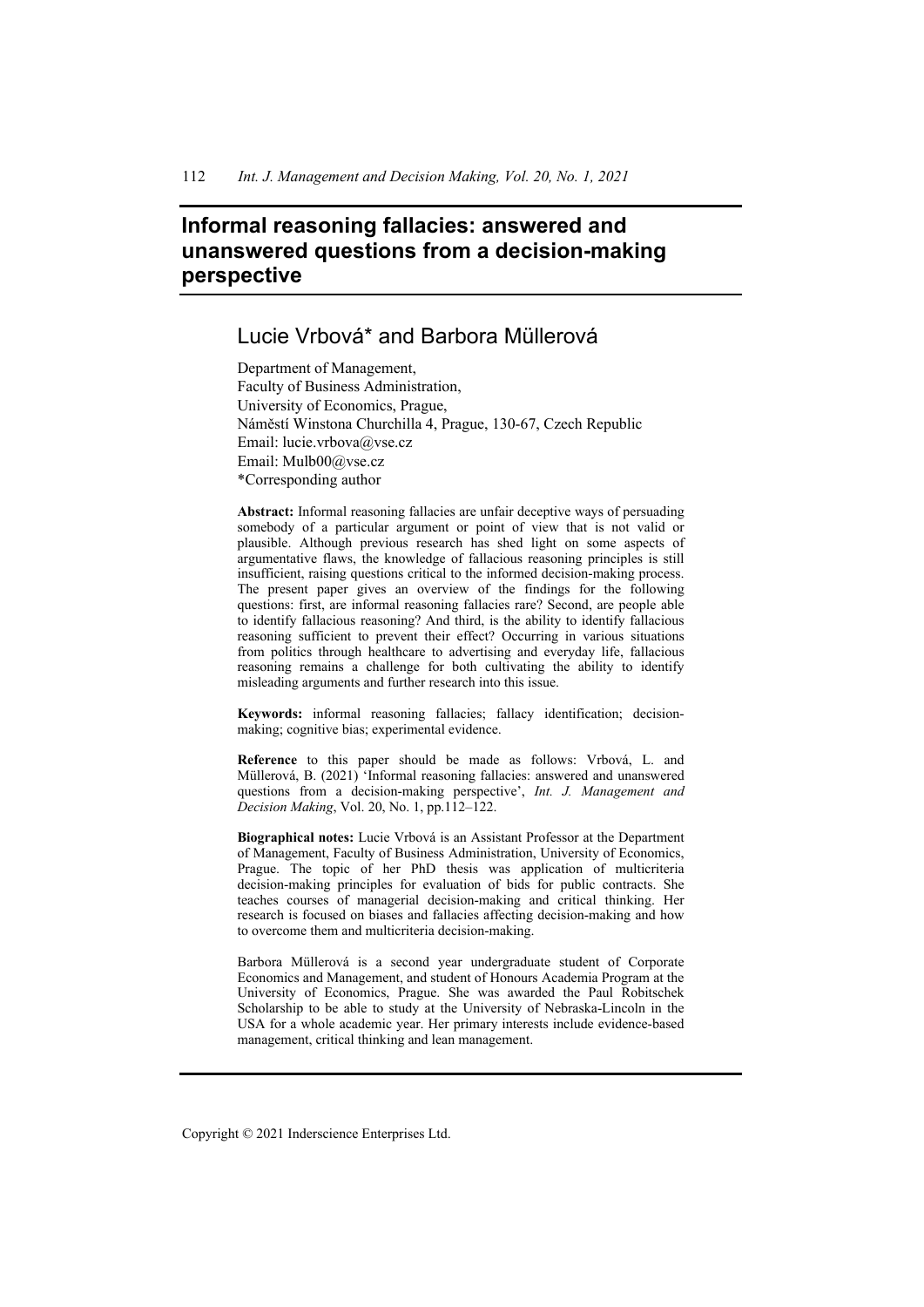# Informal reasoning fallacies: answered and unanswered questions from a decision-making perspective

## Lucie Vrbová* and Barbora Müllerová

Department of Management,
Faculty of Business Administration,
University of Economics, Prague,
Náměstí Winstona Churchilla 4, Prague, 130-67, Czech Republic
Email: lucie.vrbova@vse.cz
Email: Mulb00@vse.cz
*Corresponding author

**Abstract:** Informal reasoning fallacies are unfair deceptive ways of persuading somebody of a particular argument or point of view that is not valid or plausible. Although previous research has shed light on some aspects of argumentative flaws, the knowledge of fallacious reasoning principles is still insufficient, raising questions critical to the informed decision-making process. The present paper gives an overview of the findings for the following questions: first, are informal reasoning fallacies rare? Second, are people able to identify fallacious reasoning? And third, is the ability to identify fallacious reasoning sufficient to prevent their effect? Occurring in various situations from politics through healthcare to advertising and everyday life, fallacious reasoning remains a challenge for both cultivating the ability to identify misleading arguments and further research into this issue.

**Keywords:** informal reasoning fallacies; fallacy identification; decision-making; cognitive bias; experimental evidence.

**Reference** to this paper should be made as follows: Vrbová, L. and Müllerová, B. (2021) 'Informal reasoning fallacies: answered and unanswered questions from a decision-making perspective', *Int. J. Management and Decision Making*, Vol. 20, No. 1, pp.112–122.

**Biographical notes:** Lucie Vrbová is an Assistant Professor at the Department of Management, Faculty of Business Administration, University of Economics, Prague. The topic of her PhD thesis was application of multicriteria decision-making principles for evaluation of bids for public contracts. She teaches courses of managerial decision-making and critical thinking. Her research is focused on biases and fallacies affecting decision-making and how to overcome them and multicriteria decision-making.

Barbora Müllerová is a second year undergraduate student of Corporate Economics and Management, and student of Honours Academia Program at the University of Economics, Prague. She was awarded the Paul Robitschek Scholarship to be able to study at the University of Nebraska-Lincoln in the USA for a whole academic year. Her primary interests include evidence-based management, critical thinking and lean management.

Copyright © 2021 Inderscience Enterprises Ltd.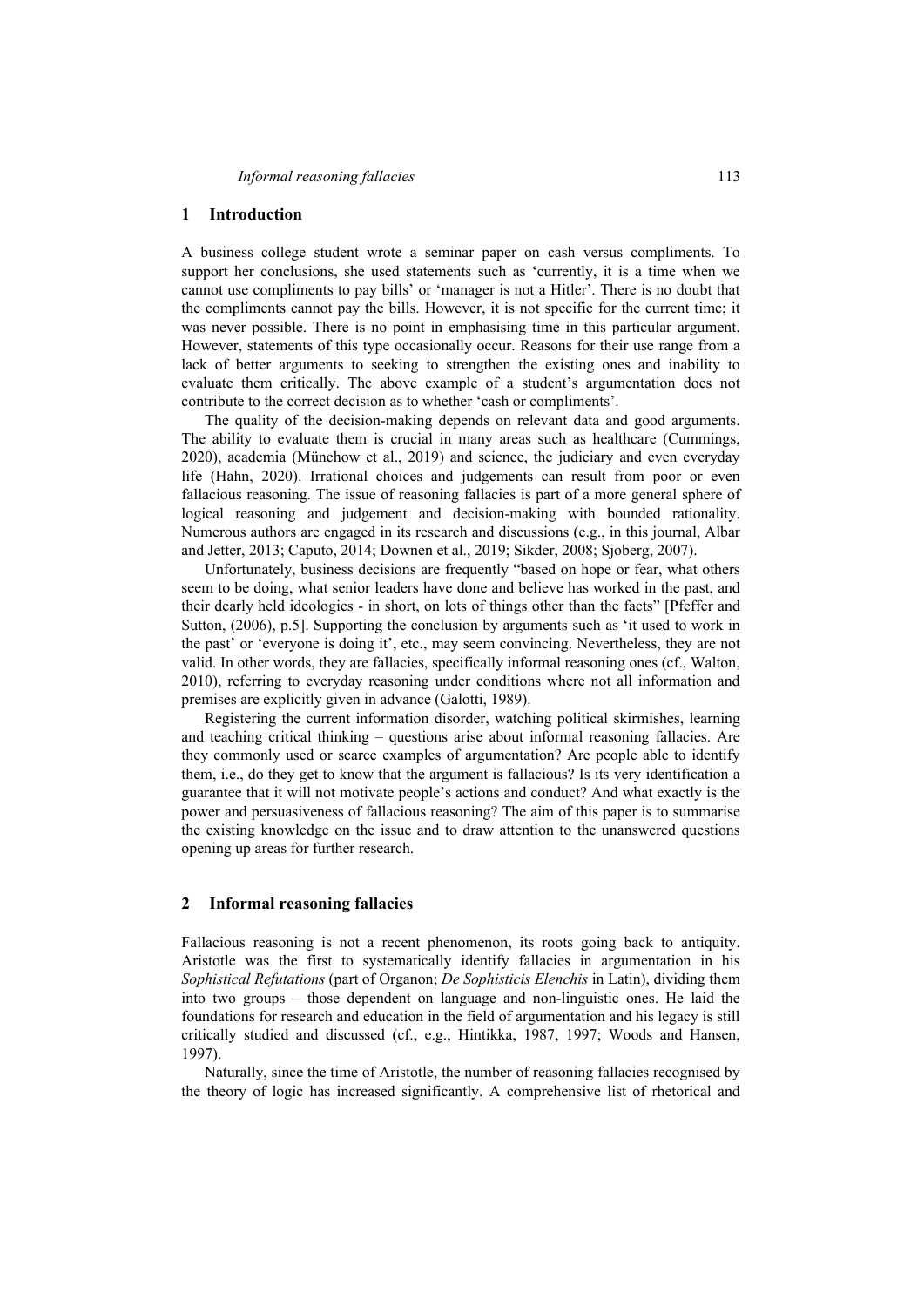## 1 Introduction

A business college student wrote a seminar paper on cash versus compliments. To support her conclusions, she used statements such as 'currently, it is a time when we cannot use compliments to pay bills' or 'manager is not a Hitler'. There is no doubt that the compliments cannot pay the bills. However, it is not specific for the current time; it was never possible. There is no point in emphasising time in this particular argument. However, statements of this type occasionally occur. Reasons for their use range from a lack of better arguments to seeking to strengthen the existing ones and inability to evaluate them critically. The above example of a student's argumentation does not contribute to the correct decision as to whether 'cash or compliments'.

The quality of the decision-making depends on relevant data and good arguments. The ability to evaluate them is crucial in many areas such as healthcare (Cummings, 2020), academia (Münchow et al., 2019) and science, the judiciary and even everyday life (Hahn, 2020). Irrational choices and judgements can result from poor or even fallacious reasoning. The issue of reasoning fallacies is part of a more general sphere of logical reasoning and judgement and decision-making with bounded rationality. Numerous authors are engaged in its research and discussions (e.g., in this journal, Albar and Jetter, 2013; Caputo, 2014; Downen et al., 2019; Sikder, 2008; Sjoberg, 2007).

Unfortunately, business decisions are frequently "based on hope or fear, what others seem to be doing, what senior leaders have done and believe has worked in the past, and their dearly held ideologies - in short, on lots of things other than the facts" [Pfeffer and Sutton, (2006), p.5]. Supporting the conclusion by arguments such as 'it used to work in the past' or 'everyone is doing it', etc., may seem convincing. Nevertheless, they are not valid. In other words, they are fallacies, specifically informal reasoning ones (cf., Walton, 2010), referring to everyday reasoning under conditions where not all information and premises are explicitly given in advance (Galotti, 1989).

Registering the current information disorder, watching political skirmishes, learning and teaching critical thinking – questions arise about informal reasoning fallacies. Are they commonly used or scarce examples of argumentation? Are people able to identify them, i.e., do they get to know that the argument is fallacious? Is its very identification a guarantee that it will not motivate people's actions and conduct? And what exactly is the power and persuasiveness of fallacious reasoning? The aim of this paper is to summarise the existing knowledge on the issue and to draw attention to the unanswered questions opening up areas for further research.

## 2 Informal reasoning fallacies

Fallacious reasoning is not a recent phenomenon, its roots going back to antiquity. Aristotle was the first to systematically identify fallacies in argumentation in his *Sophistical Refutations* (part of Organon; *De Sophisticis Elenchis* in Latin), dividing them into two groups – those dependent on language and non-linguistic ones. He laid the foundations for research and education in the field of argumentation and his legacy is still critically studied and discussed (cf., e.g., Hintikka, 1987, 1997; Woods and Hansen, 1997).

Naturally, since the time of Aristotle, the number of reasoning fallacies recognised by the theory of logic has increased significantly. A comprehensive list of rhetorical and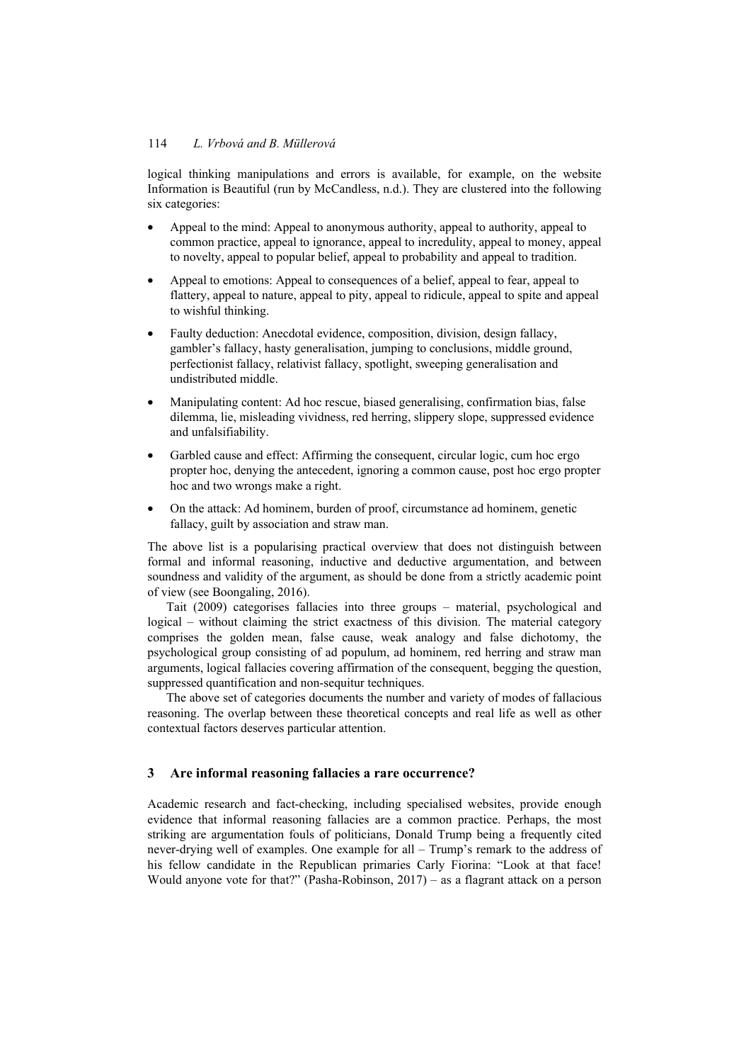logical thinking manipulations and errors is available, for example, on the website Information is Beautiful (run by McCandless, n.d.). They are clustered into the following six categories:

- Appeal to the mind: Appeal to anonymous authority, appeal to authority, appeal to common practice, appeal to ignorance, appeal to incredulity, appeal to money, appeal to novelty, appeal to popular belief, appeal to probability and appeal to tradition.
- Appeal to emotions: Appeal to consequences of a belief, appeal to fear, appeal to flattery, appeal to nature, appeal to pity, appeal to ridicule, appeal to spite and appeal to wishful thinking.
- Faulty deduction: Anecdotal evidence, composition, division, design fallacy, gambler's fallacy, hasty generalisation, jumping to conclusions, middle ground, perfectionist fallacy, relativist fallacy, spotlight, sweeping generalisation and undistributed middle.
- Manipulating content: Ad hoc rescue, biased generalising, confirmation bias, false dilemma, lie, misleading vividness, red herring, slippery slope, suppressed evidence and unfalsifiability.
- Garbled cause and effect: Affirming the consequent, circular logic, cum hoc ergo propter hoc, denying the antecedent, ignoring a common cause, post hoc ergo propter hoc and two wrongs make a right.
- On the attack: Ad hominem, burden of proof, circumstance ad hominem, genetic fallacy, guilt by association and straw man.

The above list is a popularising practical overview that does not distinguish between formal and informal reasoning, inductive and deductive argumentation, and between soundness and validity of the argument, as should be done from a strictly academic point of view (see Boongaling, 2016).

Tait (2009) categorises fallacies into three groups – material, psychological and logical – without claiming the strict exactness of this division. The material category comprises the golden mean, false cause, weak analogy and false dichotomy, the psychological group consisting of ad populum, ad hominem, red herring and straw man arguments, logical fallacies covering affirmation of the consequent, begging the question, suppressed quantification and non-sequitur techniques.

The above set of categories documents the number and variety of modes of fallacious reasoning. The overlap between these theoretical concepts and real life as well as other contextual factors deserves particular attention.

## 3 Are informal reasoning fallacies a rare occurrence?

Academic research and fact-checking, including specialised websites, provide enough evidence that informal reasoning fallacies are a common practice. Perhaps, the most striking are argumentation fouls of politicians, Donald Trump being a frequently cited never-drying well of examples. One example for all – Trump's remark to the address of his fellow candidate in the Republican primaries Carly Fiorina: "Look at that face! Would anyone vote for that?" (Pasha-Robinson, 2017) – as a flagrant attack on a person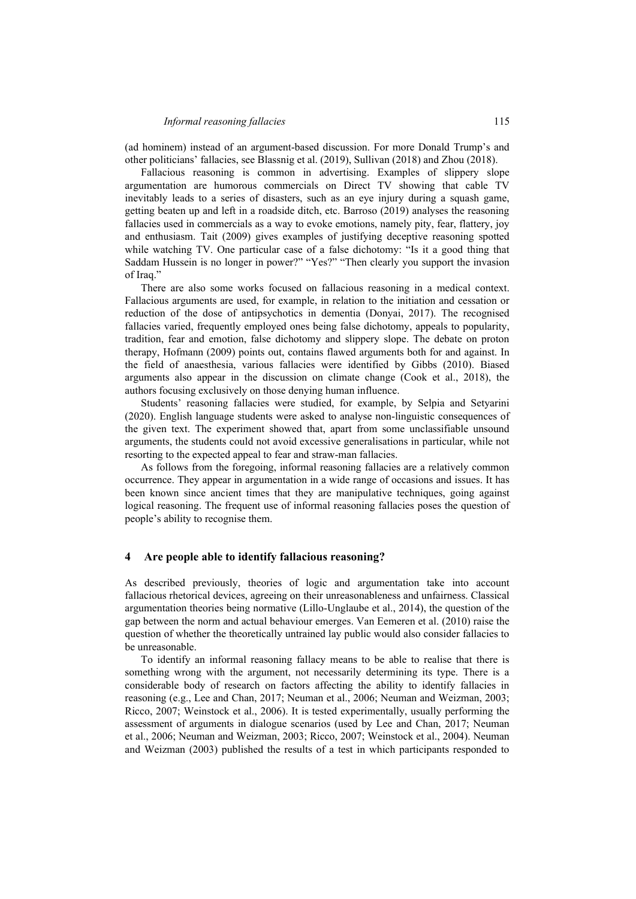(ad hominem) instead of an argument-based discussion. For more Donald Trump's and other politicians' fallacies, see Blassnig et al. (2019), Sullivan (2018) and Zhou (2018).

Fallacious reasoning is common in advertising. Examples of slippery slope argumentation are humorous commercials on Direct TV showing that cable TV inevitably leads to a series of disasters, such as an eye injury during a squash game, getting beaten up and left in a roadside ditch, etc. Barroso (2019) analyses the reasoning fallacies used in commercials as a way to evoke emotions, namely pity, fear, flattery, joy and enthusiasm. Tait (2009) gives examples of justifying deceptive reasoning spotted while watching TV. One particular case of a false dichotomy: "Is it a good thing that Saddam Hussein is no longer in power?" "Yes?" "Then clearly you support the invasion of Iraq."

There are also some works focused on fallacious reasoning in a medical context. Fallacious arguments are used, for example, in relation to the initiation and cessation or reduction of the dose of antipsychotics in dementia (Donyai, 2017). The recognised fallacies varied, frequently employed ones being false dichotomy, appeals to popularity, tradition, fear and emotion, false dichotomy and slippery slope. The debate on proton therapy, Hofmann (2009) points out, contains flawed arguments both for and against. In the field of anaesthesia, various fallacies were identified by Gibbs (2010). Biased arguments also appear in the discussion on climate change (Cook et al., 2018), the authors focusing exclusively on those denying human influence.

Students' reasoning fallacies were studied, for example, by Selpia and Setyarini (2020). English language students were asked to analyse non-linguistic consequences of the given text. The experiment showed that, apart from some unclassifiable unsound arguments, the students could not avoid excessive generalisations in particular, while not resorting to the expected appeal to fear and straw-man fallacies.

As follows from the foregoing, informal reasoning fallacies are a relatively common occurrence. They appear in argumentation in a wide range of occasions and issues. It has been known since ancient times that they are manipulative techniques, going against logical reasoning. The frequent use of informal reasoning fallacies poses the question of people's ability to recognise them.

## 4 Are people able to identify fallacious reasoning?

As described previously, theories of logic and argumentation take into account fallacious rhetorical devices, agreeing on their unreasonableness and unfairness. Classical argumentation theories being normative (Lillo-Unglaube et al., 2014), the question of the gap between the norm and actual behaviour emerges. Van Eemeren et al. (2010) raise the question of whether the theoretically untrained lay public would also consider fallacies to be unreasonable.

To identify an informal reasoning fallacy means to be able to realise that there is something wrong with the argument, not necessarily determining its type. There is a considerable body of research on factors affecting the ability to identify fallacies in reasoning (e.g., Lee and Chan, 2017; Neuman et al., 2006; Neuman and Weizman, 2003; Ricco, 2007; Weinstock et al., 2006). It is tested experimentally, usually performing the assessment of arguments in dialogue scenarios (used by Lee and Chan, 2017; Neuman et al., 2006; Neuman and Weizman, 2003; Ricco, 2007; Weinstock et al., 2004). Neuman and Weizman (2003) published the results of a test in which participants responded to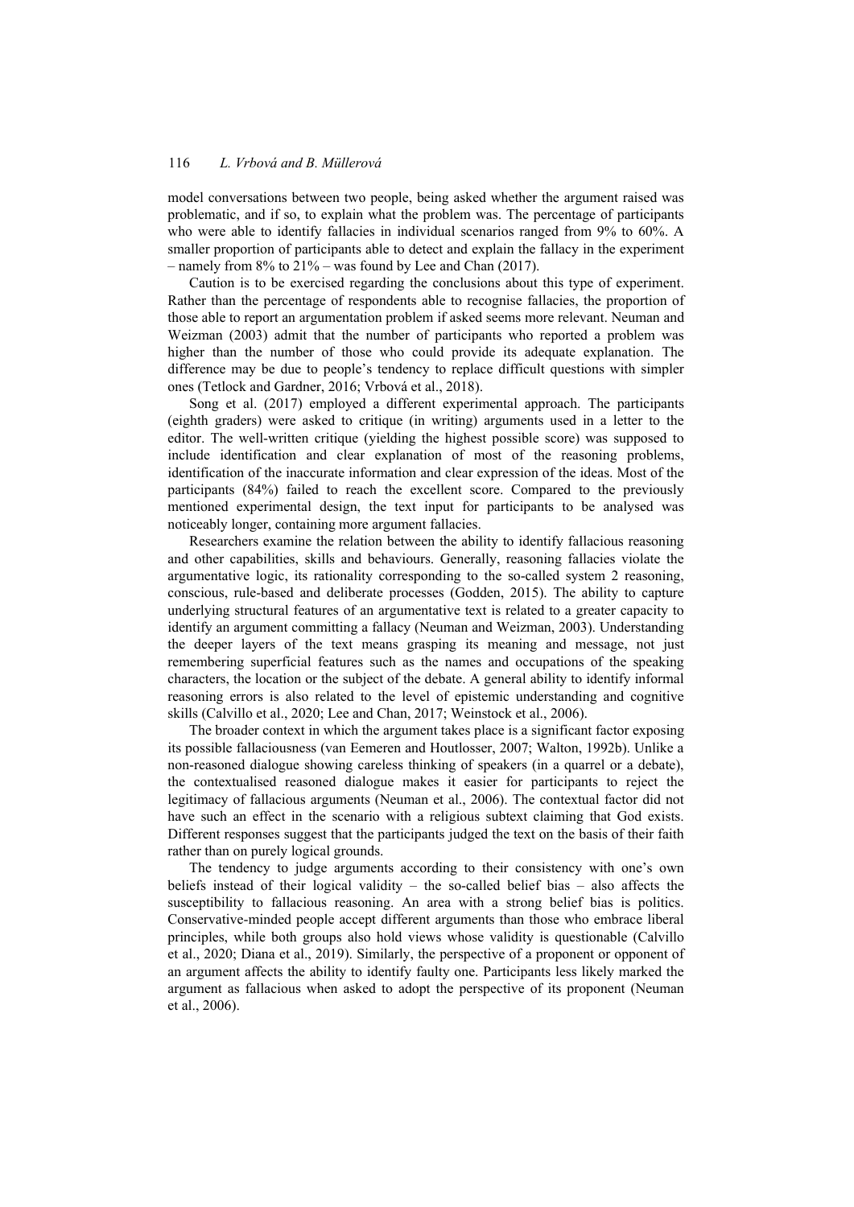model conversations between two people, being asked whether the argument raised was problematic, and if so, to explain what the problem was. The percentage of participants who were able to identify fallacies in individual scenarios ranged from 9% to 60%. A smaller proportion of participants able to detect and explain the fallacy in the experiment – namely from 8% to 21% – was found by Lee and Chan (2017).

Caution is to be exercised regarding the conclusions about this type of experiment. Rather than the percentage of respondents able to recognise fallacies, the proportion of those able to report an argumentation problem if asked seems more relevant. Neuman and Weizman (2003) admit that the number of participants who reported a problem was higher than the number of those who could provide its adequate explanation. The difference may be due to people's tendency to replace difficult questions with simpler ones (Tetlock and Gardner, 2016; Vrbová et al., 2018).

Song et al. (2017) employed a different experimental approach. The participants (eighth graders) were asked to critique (in writing) arguments used in a letter to the editor. The well-written critique (yielding the highest possible score) was supposed to include identification and clear explanation of most of the reasoning problems, identification of the inaccurate information and clear expression of the ideas. Most of the participants (84%) failed to reach the excellent score. Compared to the previously mentioned experimental design, the text input for participants to be analysed was noticeably longer, containing more argument fallacies.

Researchers examine the relation between the ability to identify fallacious reasoning and other capabilities, skills and behaviours. Generally, reasoning fallacies violate the argumentative logic, its rationality corresponding to the so-called system 2 reasoning, conscious, rule-based and deliberate processes (Godden, 2015). The ability to capture underlying structural features of an argumentative text is related to a greater capacity to identify an argument committing a fallacy (Neuman and Weizman, 2003). Understanding the deeper layers of the text means grasping its meaning and message, not just remembering superficial features such as the names and occupations of the speaking characters, the location or the subject of the debate. A general ability to identify informal reasoning errors is also related to the level of epistemic understanding and cognitive skills (Calvillo et al., 2020; Lee and Chan, 2017; Weinstock et al., 2006).

The broader context in which the argument takes place is a significant factor exposing its possible fallaciousness (van Eemeren and Houtlosser, 2007; Walton, 1992b). Unlike a non-reasoned dialogue showing careless thinking of speakers (in a quarrel or a debate), the contextualised reasoned dialogue makes it easier for participants to reject the legitimacy of fallacious arguments (Neuman et al., 2006). The contextual factor did not have such an effect in the scenario with a religious subtext claiming that God exists. Different responses suggest that the participants judged the text on the basis of their faith rather than on purely logical grounds.

The tendency to judge arguments according to their consistency with one's own beliefs instead of their logical validity – the so-called belief bias – also affects the susceptibility to fallacious reasoning. An area with a strong belief bias is politics. Conservative-minded people accept different arguments than those who embrace liberal principles, while both groups also hold views whose validity is questionable (Calvillo et al., 2020; Diana et al., 2019). Similarly, the perspective of a proponent or opponent of an argument affects the ability to identify faulty one. Participants less likely marked the argument as fallacious when asked to adopt the perspective of its proponent (Neuman et al., 2006).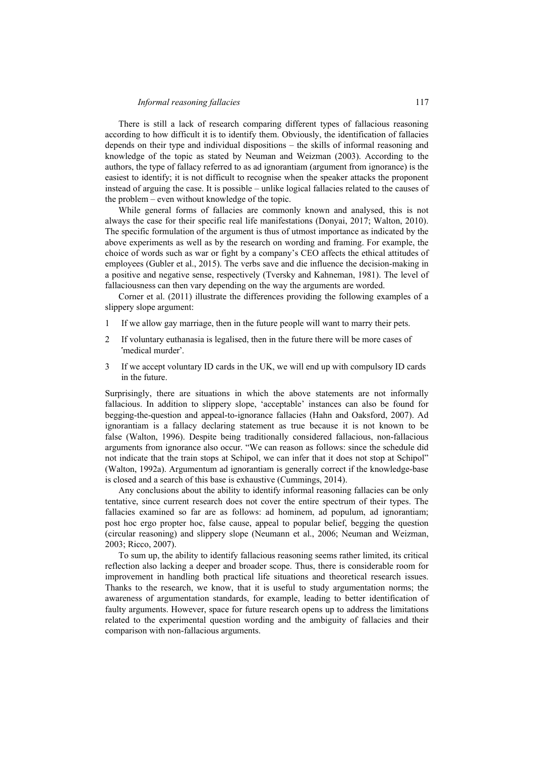There is still a lack of research comparing different types of fallacious reasoning according to how difficult it is to identify them. Obviously, the identification of fallacies depends on their type and individual dispositions – the skills of informal reasoning and knowledge of the topic as stated by Neuman and Weizman (2003). According to the authors, the type of fallacy referred to as ad ignorantiam (argument from ignorance) is the easiest to identify; it is not difficult to recognise when the speaker attacks the proponent instead of arguing the case. It is possible – unlike logical fallacies related to the causes of the problem – even without knowledge of the topic.

While general forms of fallacies are commonly known and analysed, this is not always the case for their specific real life manifestations (Donyai, 2017; Walton, 2010). The specific formulation of the argument is thus of utmost importance as indicated by the above experiments as well as by the research on wording and framing. For example, the choice of words such as war or fight by a company's CEO affects the ethical attitudes of employees (Gubler et al., 2015). The verbs save and die influence the decision-making in a positive and negative sense, respectively (Tversky and Kahneman, 1981). The level of fallaciousness can then vary depending on the way the arguments are worded.

Corner et al. (2011) illustrate the differences providing the following examples of a slippery slope argument:

1. If we allow gay marriage, then in the future people will want to marry their pets.
2. If voluntary euthanasia is legalised, then in the future there will be more cases of 'medical murder'.
3. If we accept voluntary ID cards in the UK, we will end up with compulsory ID cards in the future.

Surprisingly, there are situations in which the above statements are not informally fallacious. In addition to slippery slope, 'acceptable' instances can also be found for begging-the-question and appeal-to-ignorance fallacies (Hahn and Oaksford, 2007). Ad ignorantiam is a fallacy declaring statement as true because it is not known to be false (Walton, 1996). Despite being traditionally considered fallacious, non-fallacious arguments from ignorance also occur. "We can reason as follows: since the schedule did not indicate that the train stops at Schipol, we can infer that it does not stop at Schipol" (Walton, 1992a). Argumentum ad ignorantiam is generally correct if the knowledge-base is closed and a search of this base is exhaustive (Cummings, 2014).

Any conclusions about the ability to identify informal reasoning fallacies can be only tentative, since current research does not cover the entire spectrum of their types. The fallacies examined so far are as follows: ad hominem, ad populum, ad ignorantiam; post hoc ergo propter hoc, false cause, appeal to popular belief, begging the question (circular reasoning) and slippery slope (Neumann et al., 2006; Neuman and Weizman, 2003; Ricco, 2007).

To sum up, the ability to identify fallacious reasoning seems rather limited, its critical reflection also lacking a deeper and broader scope. Thus, there is considerable room for improvement in handling both practical life situations and theoretical research issues. Thanks to the research, we know, that it is useful to study argumentation norms; the awareness of argumentation standards, for example, leading to better identification of faulty arguments. However, space for future research opens up to address the limitations related to the experimental question wording and the ambiguity of fallacies and their comparison with non-fallacious arguments.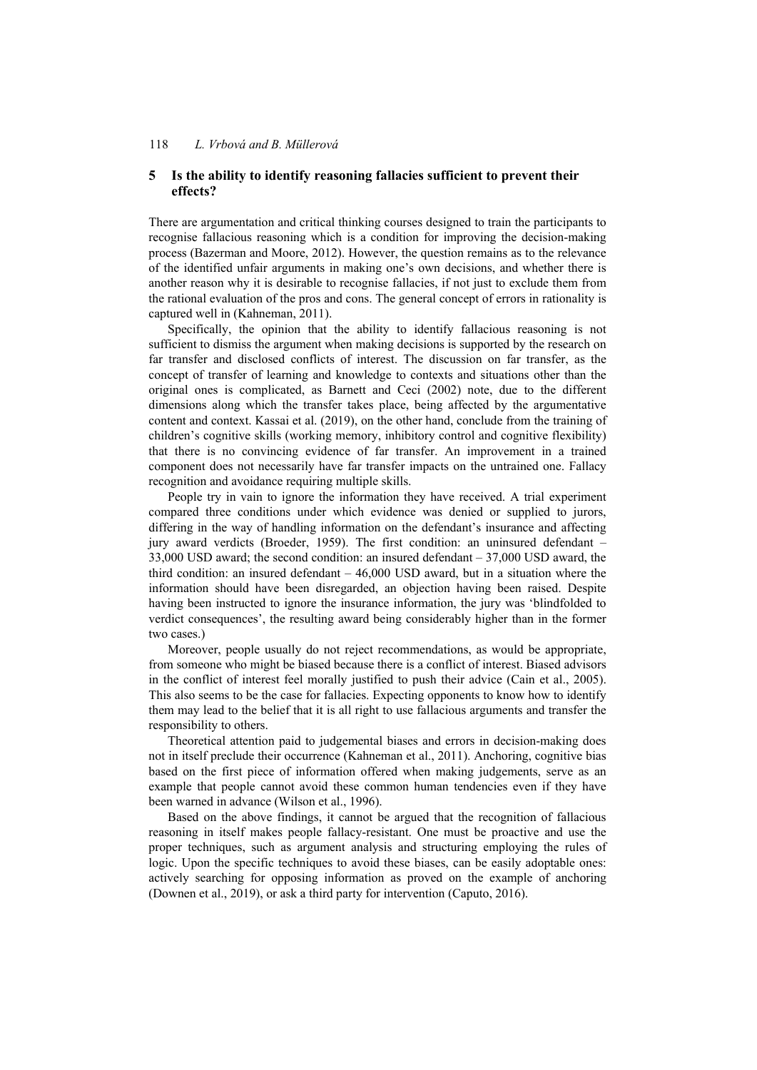## 5 Is the ability to identify reasoning fallacies sufficient to prevent their effects?

There are argumentation and critical thinking courses designed to train the participants to recognise fallacious reasoning which is a condition for improving the decision-making process (Bazerman and Moore, 2012). However, the question remains as to the relevance of the identified unfair arguments in making one's own decisions, and whether there is another reason why it is desirable to recognise fallacies, if not just to exclude them from the rational evaluation of the pros and cons. The general concept of errors in rationality is captured well in (Kahneman, 2011).

Specifically, the opinion that the ability to identify fallacious reasoning is not sufficient to dismiss the argument when making decisions is supported by the research on far transfer and disclosed conflicts of interest. The discussion on far transfer, as the concept of transfer of learning and knowledge to contexts and situations other than the original ones is complicated, as Barnett and Ceci (2002) note, due to the different dimensions along which the transfer takes place, being affected by the argumentative content and context. Kassai et al. (2019), on the other hand, conclude from the training of children's cognitive skills (working memory, inhibitory control and cognitive flexibility) that there is no convincing evidence of far transfer. An improvement in a trained component does not necessarily have far transfer impacts on the untrained one. Fallacy recognition and avoidance requiring multiple skills.

People try in vain to ignore the information they have received. A trial experiment compared three conditions under which evidence was denied or supplied to jurors, differing in the way of handling information on the defendant's insurance and affecting jury award verdicts (Broeder, 1959). The first condition: an uninsured defendant – 33,000 USD award; the second condition: an insured defendant – 37,000 USD award, the third condition: an insured defendant – 46,000 USD award, but in a situation where the information should have been disregarded, an objection having been raised. Despite having been instructed to ignore the insurance information, the jury was 'blindfolded to verdict consequences', the resulting award being considerably higher than in the former two cases.)

Moreover, people usually do not reject recommendations, as would be appropriate, from someone who might be biased because there is a conflict of interest. Biased advisors in the conflict of interest feel morally justified to push their advice (Cain et al., 2005). This also seems to be the case for fallacies. Expecting opponents to know how to identify them may lead to the belief that it is all right to use fallacious arguments and transfer the responsibility to others.

Theoretical attention paid to judgemental biases and errors in decision-making does not in itself preclude their occurrence (Kahneman et al., 2011). Anchoring, cognitive bias based on the first piece of information offered when making judgements, serve as an example that people cannot avoid these common human tendencies even if they have been warned in advance (Wilson et al., 1996).

Based on the above findings, it cannot be argued that the recognition of fallacious reasoning in itself makes people fallacy-resistant. One must be proactive and use the proper techniques, such as argument analysis and structuring employing the rules of logic. Upon the specific techniques to avoid these biases, can be easily adoptable ones: actively searching for opposing information as proved on the example of anchoring (Downen et al., 2019), or ask a third party for intervention (Caputo, 2016).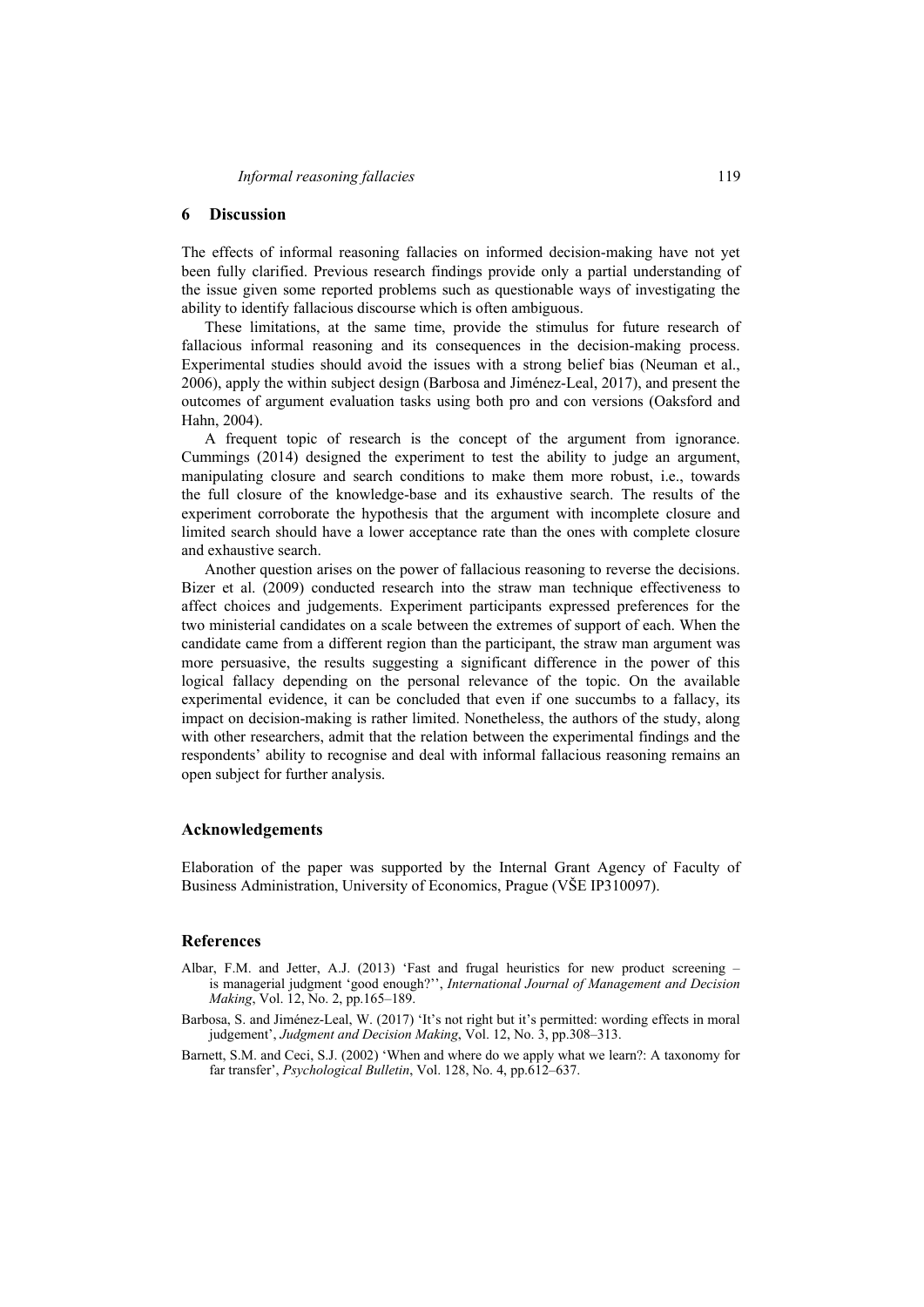## 6 Discussion

The effects of informal reasoning fallacies on informed decision-making have not yet been fully clarified. Previous research findings provide only a partial understanding of the issue given some reported problems such as questionable ways of investigating the ability to identify fallacious discourse which is often ambiguous.

These limitations, at the same time, provide the stimulus for future research of fallacious informal reasoning and its consequences in the decision-making process. Experimental studies should avoid the issues with a strong belief bias (Neuman et al., 2006), apply the within subject design (Barbosa and Jiménez-Leal, 2017), and present the outcomes of argument evaluation tasks using both pro and con versions (Oaksford and Hahn, 2004).

A frequent topic of research is the concept of the argument from ignorance. Cummings (2014) designed the experiment to test the ability to judge an argument, manipulating closure and search conditions to make them more robust, i.e., towards the full closure of the knowledge-base and its exhaustive search. The results of the experiment corroborate the hypothesis that the argument with incomplete closure and limited search should have a lower acceptance rate than the ones with complete closure and exhaustive search.

Another question arises on the power of fallacious reasoning to reverse the decisions. Bizer et al. (2009) conducted research into the straw man technique effectiveness to affect choices and judgements. Experiment participants expressed preferences for the two ministerial candidates on a scale between the extremes of support of each. When the candidate came from a different region than the participant, the straw man argument was more persuasive, the results suggesting a significant difference in the power of this logical fallacy depending on the personal relevance of the topic. On the available experimental evidence, it can be concluded that even if one succumbs to a fallacy, its impact on decision-making is rather limited. Nonetheless, the authors of the study, along with other researchers, admit that the relation between the experimental findings and the respondents' ability to recognise and deal with informal fallacious reasoning remains an open subject for further analysis.

## Acknowledgements

Elaboration of the paper was supported by the Internal Grant Agency of Faculty of Business Administration, University of Economics, Prague (VŠE IP310097).

## References

Albar, F.M. and Jetter, A.J. (2013) 'Fast and frugal heuristics for new product screening – is managerial judgment 'good enough?'', *International Journal of Management and Decision Making*, Vol. 12, No. 2, pp.165–189.

Barbosa, S. and Jiménez-Leal, W. (2017) 'It's not right but it's permitted: wording effects in moral judgement', *Judgment and Decision Making*, Vol. 12, No. 3, pp.308–313.

Barnett, S.M. and Ceci, S.J. (2002) 'When and where do we apply what we learn?: A taxonomy for far transfer', *Psychological Bulletin*, Vol. 128, No. 4, pp.612–637.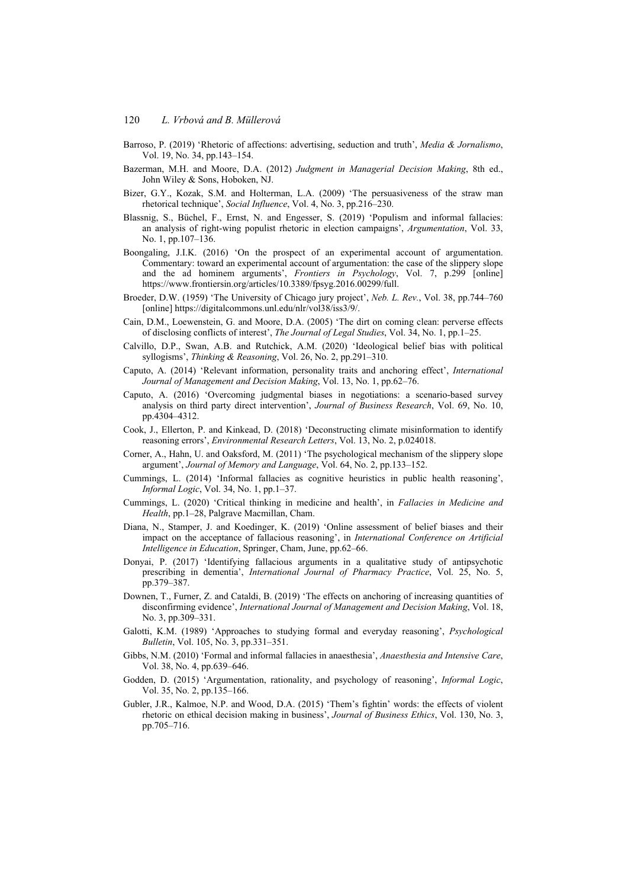Barroso, P. (2019) 'Rhetoric of affections: advertising, seduction and truth', *Media & Jornalismo*, Vol. 19, No. 34, pp.143–154.

Bazerman, M.H. and Moore, D.A. (2012) *Judgment in Managerial Decision Making*, 8th ed., John Wiley & Sons, Hoboken, NJ.

Bizer, G.Y., Kozak, S.M. and Holterman, L.A. (2009) 'The persuasiveness of the straw man rhetorical technique', *Social Influence*, Vol. 4, No. 3, pp.216–230.

Blassnig, S., Büchel, F., Ernst, N. and Engesser, S. (2019) 'Populism and informal fallacies: an analysis of right-wing populist rhetoric in election campaigns', *Argumentation*, Vol. 33, No. 1, pp.107–136.

Boongaling, J.I.K. (2016) 'On the prospect of an experimental account of argumentation. Commentary: toward an experimental account of argumentation: the case of the slippery slope and the ad hominem arguments', *Frontiers in Psychology*, Vol. 7, p.299 [online] https://www.frontiersin.org/articles/10.3389/fpsyg.2016.00299/full.

Broeder, D.W. (1959) 'The University of Chicago jury project', *Neb. L. Rev.*, Vol. 38, pp.744–760 [online] https://digitalcommons.unl.edu/nlr/vol38/iss3/9/.

Cain, D.M., Loewenstein, G. and Moore, D.A. (2005) 'The dirt on coming clean: perverse effects of disclosing conflicts of interest', *The Journal of Legal Studies*, Vol. 34, No. 1, pp.1–25.

Calvillo, D.P., Swan, A.B. and Rutchick, A.M. (2020) 'Ideological belief bias with political syllogisms', *Thinking & Reasoning*, Vol. 26, No. 2, pp.291–310.

Caputo, A. (2014) 'Relevant information, personality traits and anchoring effect', *International Journal of Management and Decision Making*, Vol. 13, No. 1, pp.62–76.

Caputo, A. (2016) 'Overcoming judgmental biases in negotiations: a scenario-based survey analysis on third party direct intervention', *Journal of Business Research*, Vol. 69, No. 10, pp.4304–4312.

Cook, J., Ellerton, P. and Kinkead, D. (2018) 'Deconstructing climate misinformation to identify reasoning errors', *Environmental Research Letters*, Vol. 13, No. 2, p.024018.

Corner, A., Hahn, U. and Oaksford, M. (2011) 'The psychological mechanism of the slippery slope argument', *Journal of Memory and Language*, Vol. 64, No. 2, pp.133–152.

Cummings, L. (2014) 'Informal fallacies as cognitive heuristics in public health reasoning', *Informal Logic*, Vol. 34, No. 1, pp.1–37.

Cummings, L. (2020) 'Critical thinking in medicine and health', in *Fallacies in Medicine and Health*, pp.1–28, Palgrave Macmillan, Cham.

Diana, N., Stamper, J. and Koedinger, K. (2019) 'Online assessment of belief biases and their impact on the acceptance of fallacious reasoning', in *International Conference on Artificial Intelligence in Education*, Springer, Cham, June, pp.62–66.

Donyai, P. (2017) 'Identifying fallacious arguments in a qualitative study of antipsychotic prescribing in dementia', *International Journal of Pharmacy Practice*, Vol. 25, No. 5, pp.379–387.

Downen, T., Furner, Z. and Cataldi, B. (2019) 'The effects on anchoring of increasing quantities of disconfirming evidence', *International Journal of Management and Decision Making*, Vol. 18, No. 3, pp.309–331.

Galotti, K.M. (1989) 'Approaches to studying formal and everyday reasoning', *Psychological Bulletin*, Vol. 105, No. 3, pp.331–351.

Gibbs, N.M. (2010) 'Formal and informal fallacies in anaesthesia', *Anaesthesia and Intensive Care*, Vol. 38, No. 4, pp.639–646.

Godden, D. (2015) 'Argumentation, rationality, and psychology of reasoning', *Informal Logic*, Vol. 35, No. 2, pp.135–166.

Gubler, J.R., Kalmoe, N.P. and Wood, D.A. (2015) 'Them's fightin' words: the effects of violent rhetoric on ethical decision making in business', *Journal of Business Ethics*, Vol. 130, No. 3, pp.705–716.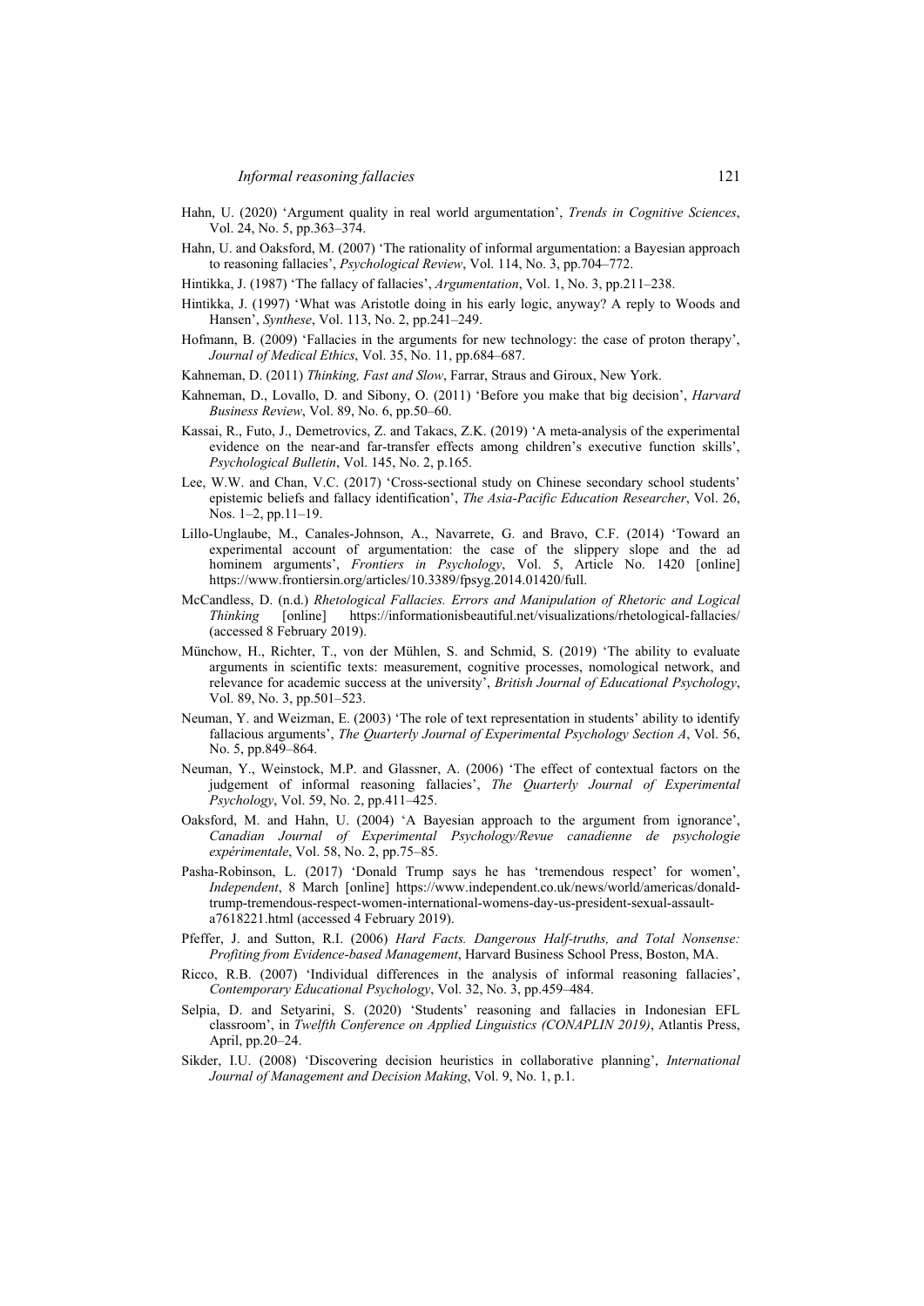Hahn, U. (2020) 'Argument quality in real world argumentation', *Trends in Cognitive Sciences*, Vol. 24, No. 5, pp.363–374.

Hahn, U. and Oaksford, M. (2007) 'The rationality of informal argumentation: a Bayesian approach to reasoning fallacies', *Psychological Review*, Vol. 114, No. 3, pp.704–772.

Hintikka, J. (1987) 'The fallacy of fallacies', *Argumentation*, Vol. 1, No. 3, pp.211–238.

Hintikka, J. (1997) 'What was Aristotle doing in his early logic, anyway? A reply to Woods and Hansen', *Synthese*, Vol. 113, No. 2, pp.241–249.

Hofmann, B. (2009) 'Fallacies in the arguments for new technology: the case of proton therapy', *Journal of Medical Ethics*, Vol. 35, No. 11, pp.684–687.

Kahneman, D. (2011) *Thinking, Fast and Slow*, Farrar, Straus and Giroux, New York.

Kahneman, D., Lovallo, D. and Sibony, O. (2011) 'Before you make that big decision', *Harvard Business Review*, Vol. 89, No. 6, pp.50–60.

Kassai, R., Futo, J., Demetrovics, Z. and Takacs, Z.K. (2019) 'A meta-analysis of the experimental evidence on the near-and far-transfer effects among children's executive function skills', *Psychological Bulletin*, Vol. 145, No. 2, p.165.

Lee, W.W. and Chan, V.C. (2017) 'Cross-sectional study on Chinese secondary school students' epistemic beliefs and fallacy identification', *The Asia-Pacific Education Researcher*, Vol. 26, Nos. 1–2, pp.11–19.

Lillo-Unglaube, M., Canales-Johnson, A., Navarrete, G. and Bravo, C.F. (2014) 'Toward an experimental account of argumentation: the case of the slippery slope and the ad hominem arguments', *Frontiers in Psychology*, Vol. 5, Article No. 1420 [online] https://www.frontiersin.org/articles/10.3389/fpsyg.2014.01420/full.

McCandless, D. (n.d.) *Rhetological Fallacies. Errors and Manipulation of Rhetoric and Logical Thinking* [online] https://informationisbeautiful.net/visualizations/rhetological-fallacies/ (accessed 8 February 2019).

Münchow, H., Richter, T., von der Mühlen, S. and Schmid, S. (2019) 'The ability to evaluate arguments in scientific texts: measurement, cognitive processes, nomological network, and relevance for academic success at the university', *British Journal of Educational Psychology*, Vol. 89, No. 3, pp.501–523.

Neuman, Y. and Weizman, E. (2003) 'The role of text representation in students' ability to identify fallacious arguments', *The Quarterly Journal of Experimental Psychology Section A*, Vol. 56, No. 5, pp.849–864.

Neuman, Y., Weinstock, M.P. and Glassner, A. (2006) 'The effect of contextual factors on the judgement of informal reasoning fallacies', *The Quarterly Journal of Experimental Psychology*, Vol. 59, No. 2, pp.411–425.

Oaksford, M. and Hahn, U. (2004) 'A Bayesian approach to the argument from ignorance', *Canadian Journal of Experimental Psychology/Revue canadienne de psychologie expérimentale*, Vol. 58, No. 2, pp.75–85.

Pasha-Robinson, L. (2017) 'Donald Trump says he has 'tremendous respect' for women', *Independent*, 8 March [online] https://www.independent.co.uk/news/world/americas/donald-trump-tremendous-respect-women-international-womens-day-us-president-sexual-assault-a7618221.html (accessed 4 February 2019).

Pfeffer, J. and Sutton, R.I. (2006) *Hard Facts. Dangerous Half-truths, and Total Nonsense: Profiting from Evidence-based Management*, Harvard Business School Press, Boston, MA.

Ricco, R.B. (2007) 'Individual differences in the analysis of informal reasoning fallacies', *Contemporary Educational Psychology*, Vol. 32, No. 3, pp.459–484.

Selpia, D. and Setyarini, S. (2020) 'Students' reasoning and fallacies in Indonesian EFL classroom', in *Twelfth Conference on Applied Linguistics (CONAPLIN 2019)*, Atlantis Press, April, pp.20–24.

Sikder, I.U. (2008) 'Discovering decision heuristics in collaborative planning', *International Journal of Management and Decision Making*, Vol. 9, No. 1, p.1.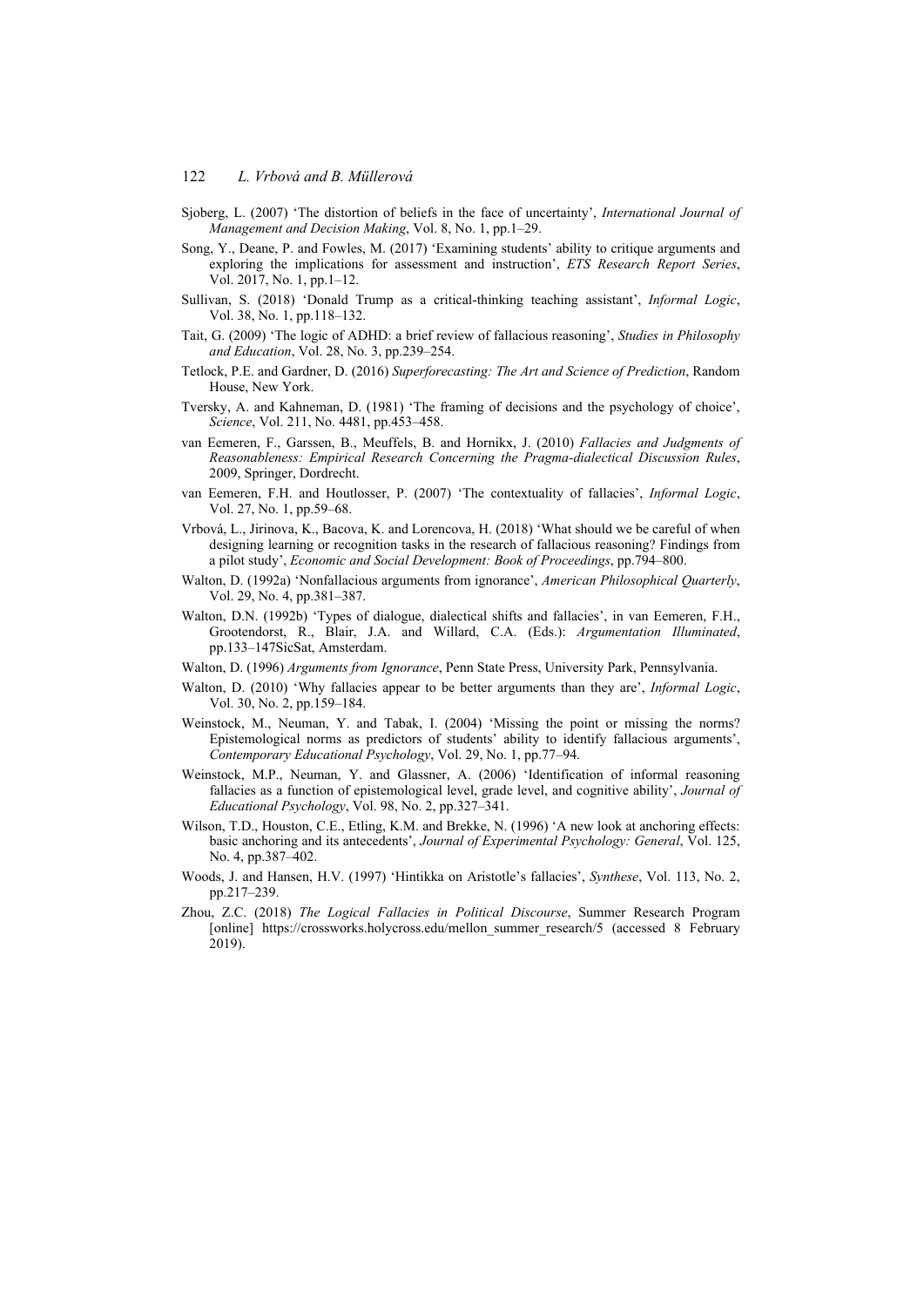Sjoberg, L. (2007) 'The distortion of beliefs in the face of uncertainty', *International Journal of Management and Decision Making*, Vol. 8, No. 1, pp.1–29.

Song, Y., Deane, P. and Fowles, M. (2017) 'Examining students' ability to critique arguments and exploring the implications for assessment and instruction', *ETS Research Report Series*, Vol. 2017, No. 1, pp.1–12.

Sullivan, S. (2018) 'Donald Trump as a critical-thinking teaching assistant', *Informal Logic*, Vol. 38, No. 1, pp.118–132.

Tait, G. (2009) 'The logic of ADHD: a brief review of fallacious reasoning', *Studies in Philosophy and Education*, Vol. 28, No. 3, pp.239–254.

Tetlock, P.E. and Gardner, D. (2016) *Superforecasting: The Art and Science of Prediction*, Random House, New York.

Tversky, A. and Kahneman, D. (1981) 'The framing of decisions and the psychology of choice', *Science*, Vol. 211, No. 4481, pp.453–458.

van Eemeren, F., Garssen, B., Meuffels, B. and Hornikx, J. (2010) *Fallacies and Judgments of Reasonableness: Empirical Research Concerning the Pragma-dialectical Discussion Rules*, 2009, Springer, Dordrecht.

van Eemeren, F.H. and Houtlosser, P. (2007) 'The contextuality of fallacies', *Informal Logic*, Vol. 27, No. 1, pp.59–68.

Vrbová, L., Jirinova, K., Bacova, K. and Lorencova, H. (2018) 'What should we be careful of when designing learning or recognition tasks in the research of fallacious reasoning? Findings from a pilot study', *Economic and Social Development: Book of Proceedings*, pp.794–800.

Walton, D. (1992a) 'Nonfallacious arguments from ignorance', *American Philosophical Quarterly*, Vol. 29, No. 4, pp.381–387.

Walton, D.N. (1992b) 'Types of dialogue, dialectical shifts and fallacies', in van Eemeren, F.H., Grootendorst, R., Blair, J.A. and Willard, C.A. (Eds.): *Argumentation Illuminated*, pp.133–147SicSat, Amsterdam.

Walton, D. (1996) *Arguments from Ignorance*, Penn State Press, University Park, Pennsylvania.

Walton, D. (2010) 'Why fallacies appear to be better arguments than they are', *Informal Logic*, Vol. 30, No. 2, pp.159–184.

Weinstock, M., Neuman, Y. and Tabak, I. (2004) 'Missing the point or missing the norms? Epistemological norms as predictors of students' ability to identify fallacious arguments', *Contemporary Educational Psychology*, Vol. 29, No. 1, pp.77–94.

Weinstock, M.P., Neuman, Y. and Glassner, A. (2006) 'Identification of informal reasoning fallacies as a function of epistemological level, grade level, and cognitive ability', *Journal of Educational Psychology*, Vol. 98, No. 2, pp.327–341.

Wilson, T.D., Houston, C.E., Etling, K.M. and Brekke, N. (1996) 'A new look at anchoring effects: basic anchoring and its antecedents', *Journal of Experimental Psychology: General*, Vol. 125, No. 4, pp.387–402.

Woods, J. and Hansen, H.V. (1997) 'Hintikka on Aristotle's fallacies', *Synthese*, Vol. 113, No. 2, pp.217–239.

Zhou, Z.C. (2018) *The Logical Fallacies in Political Discourse*, Summer Research Program [online] https://crossworks.holycross.edu/mellon_summer_research/5 (accessed 8 February 2019).